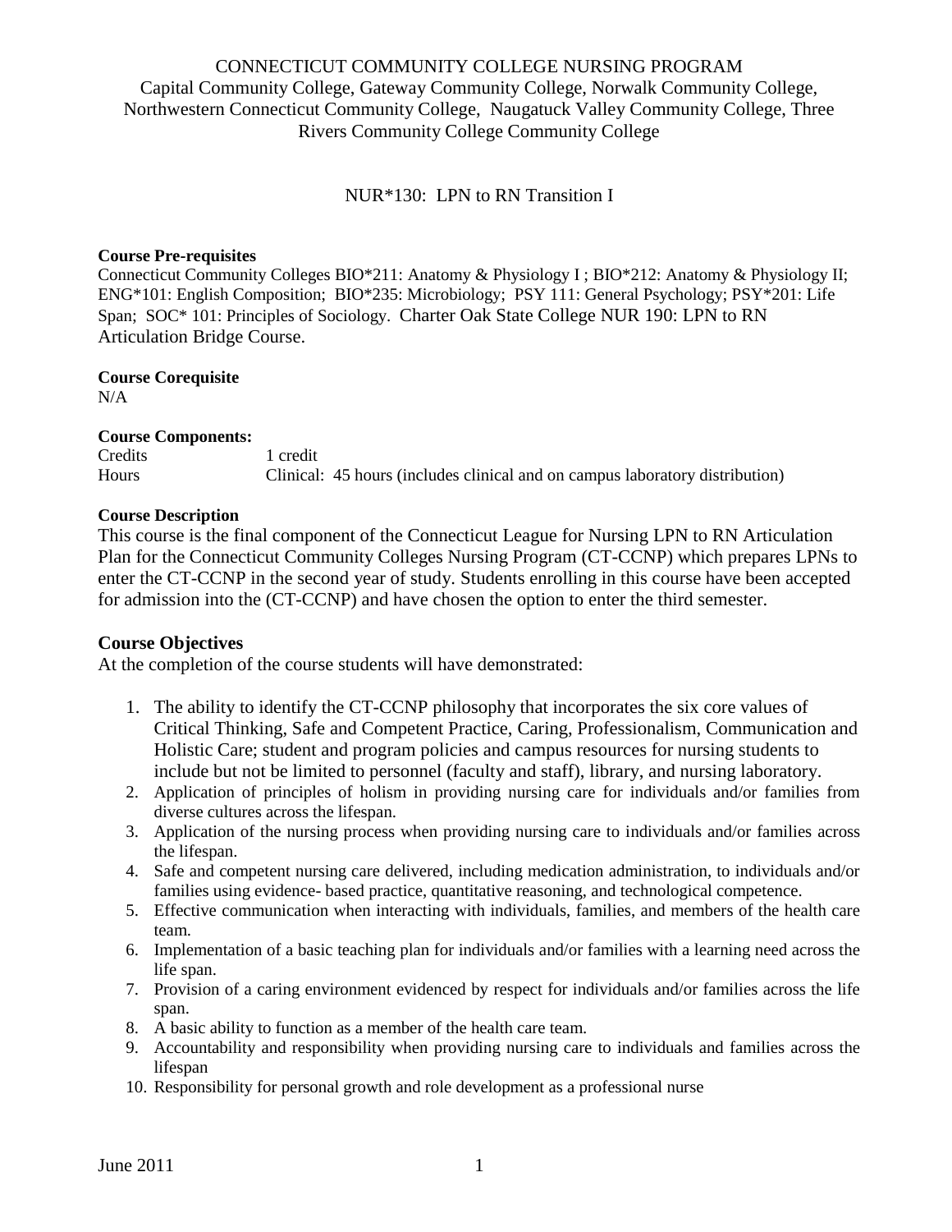# CONNECTICUT COMMUNITY COLLEGE NURSING PROGRAM

Capital Community College, Gateway Community College, Norwalk Community College, Northwestern Connecticut Community College, Naugatuck Valley Community College, Three Rivers Community College Community College

## NUR*130: LPN to RN Transition I

**Course Pre-requisites**

Connecticut Community Colleges BIO*211: Anatomy & Physiology I ; BIO*212: Anatomy & Physiology II; ENG*101: English Composition; BIO*235: Microbiology; PSY 111: General Psychology; PSY*201: Life Span; SOC* 101: Principles of Sociology. Charter Oak State College NUR 190: LPN to RN Articulation Bridge Course.

**Course Corequisite**

N/A

**Course Components:**

| | |
|---|---|
| Credits | 1 credit |
| Hours | Clinical: 45 hours (includes clinical and on campus laboratory distribution) |

**Course Description**

This course is the final component of the Connecticut League for Nursing LPN to RN Articulation Plan for the Connecticut Community Colleges Nursing Program (CT-CCNP) which prepares LPNs to enter the CT-CCNP in the second year of study. Students enrolling in this course have been accepted for admission into the (CT-CCNP) and have chosen the option to enter the third semester.

### Course Objectives

At the completion of the course students will have demonstrated:

1. The ability to identify the CT-CCNP philosophy that incorporates the six core values of Critical Thinking, Safe and Competent Practice, Caring, Professionalism, Communication and Holistic Care; student and program policies and campus resources for nursing students to include but not be limited to personnel (faculty and staff), library, and nursing laboratory.
2. Application of principles of holism in providing nursing care for individuals and/or families from diverse cultures across the lifespan.
3. Application of the nursing process when providing nursing care to individuals and/or families across the lifespan.
4. Safe and competent nursing care delivered, including medication administration, to individuals and/or families using evidence- based practice, quantitative reasoning, and technological competence.
5. Effective communication when interacting with individuals, families, and members of the health care team.
6. Implementation of a basic teaching plan for individuals and/or families with a learning need across the life span.
7. Provision of a caring environment evidenced by respect for individuals and/or families across the life span.
8. A basic ability to function as a member of the health care team.
9. Accountability and responsibility when providing nursing care to individuals and families across the lifespan
10. Responsibility for personal growth and role development as a professional nurse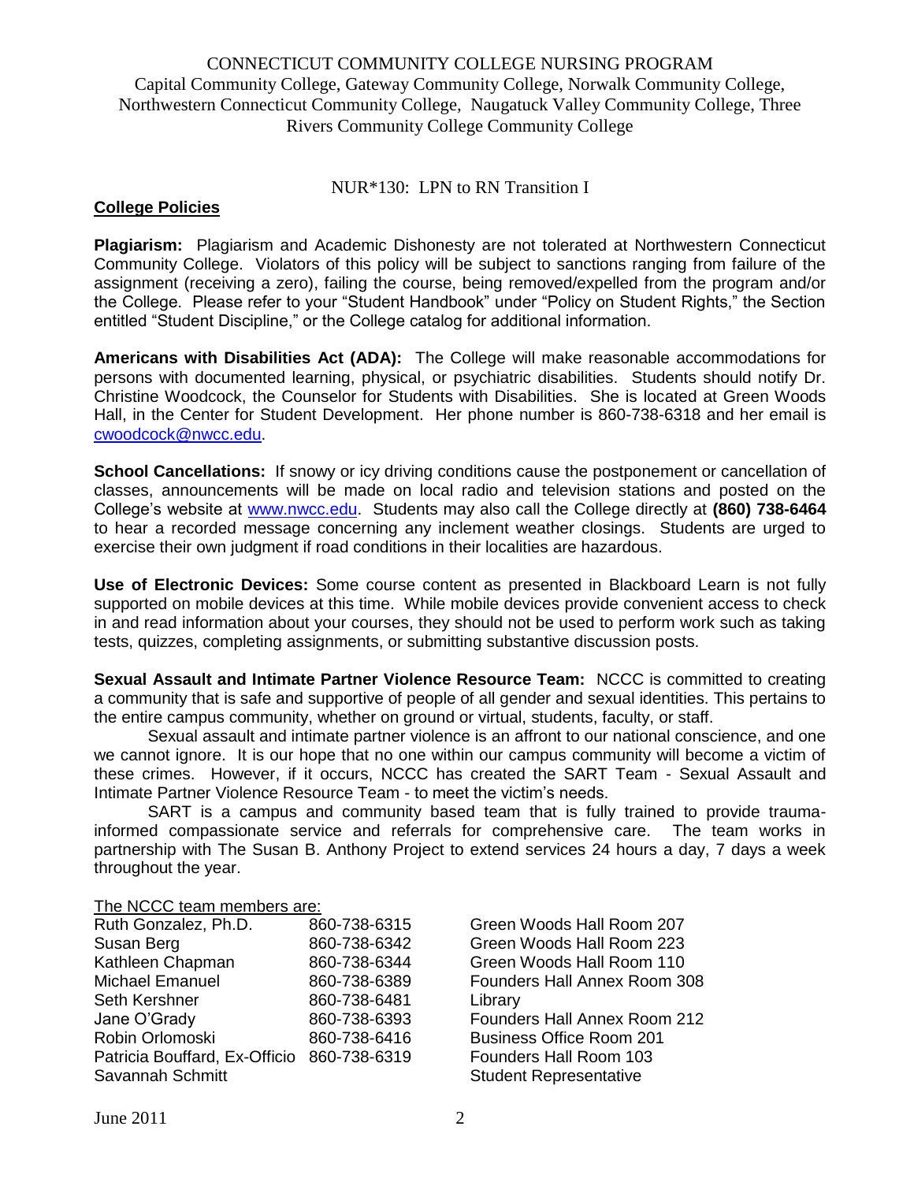CONNECTICUT COMMUNITY COLLEGE NURSING PROGRAM
Capital Community College, Gateway Community College, Norwalk Community College, Northwestern Connecticut Community College, Naugatuck Valley Community College, Three Rivers Community College Community College

NUR*130: LPN to RN Transition I

## College Policies

**Plagiarism:** Plagiarism and Academic Dishonesty are not tolerated at Northwestern Connecticut Community College. Violators of this policy will be subject to sanctions ranging from failure of the assignment (receiving a zero), failing the course, being removed/expelled from the program and/or the College. Please refer to your "Student Handbook" under "Policy on Student Rights," the Section entitled "Student Discipline," or the College catalog for additional information.

**Americans with Disabilities Act (ADA):** The College will make reasonable accommodations for persons with documented learning, physical, or psychiatric disabilities. Students should notify Dr. Christine Woodcock, the Counselor for Students with Disabilities. She is located at Green Woods Hall, in the Center for Student Development. Her phone number is 860-738-6318 and her email is cwoodcock@nwcc.edu.

**School Cancellations:** If snowy or icy driving conditions cause the postponement or cancellation of classes, announcements will be made on local radio and television stations and posted on the College's website at www.nwcc.edu. Students may also call the College directly at **(860) 738-6464** to hear a recorded message concerning any inclement weather closings. Students are urged to exercise their own judgment if road conditions in their localities are hazardous.

**Use of Electronic Devices:** Some course content as presented in Blackboard Learn is not fully supported on mobile devices at this time. While mobile devices provide convenient access to check in and read information about your courses, they should not be used to perform work such as taking tests, quizzes, completing assignments, or submitting substantive discussion posts.

**Sexual Assault and Intimate Partner Violence Resource Team:** NCCC is committed to creating a community that is safe and supportive of people of all gender and sexual identities. This pertains to the entire campus community, whether on ground or virtual, students, faculty, or staff.

Sexual assault and intimate partner violence is an affront to our national conscience, and one we cannot ignore. It is our hope that no one within our campus community will become a victim of these crimes. However, if it occurs, NCCC has created the SART Team - Sexual Assault and Intimate Partner Violence Resource Team - to meet the victim's needs.

SART is a campus and community based team that is fully trained to provide trauma-informed compassionate service and referrals for comprehensive care. The team works in partnership with The Susan B. Anthony Project to extend services 24 hours a day, 7 days a week throughout the year.

The NCCC team members are:

| Name | Phone | Location |
|---|---|---|
| Ruth Gonzalez, Ph.D. | 860-738-6315 | Green Woods Hall Room 207 |
| Susan Berg | 860-738-6342 | Green Woods Hall Room 223 |
| Kathleen Chapman | 860-738-6344 | Green Woods Hall Room 110 |
| Michael Emanuel | 860-738-6389 | Founders Hall Annex Room 308 |
| Seth Kershner | 860-738-6481 | Library |
| Jane O'Grady | 860-738-6393 | Founders Hall Annex Room 212 |
| Robin Orlomoski | 860-738-6416 | Business Office Room 201 |
| Patricia Bouffard, Ex-Officio | 860-738-6319 | Founders Hall Room 103 |
| Savannah Schmitt | | Student Representative |

June 2011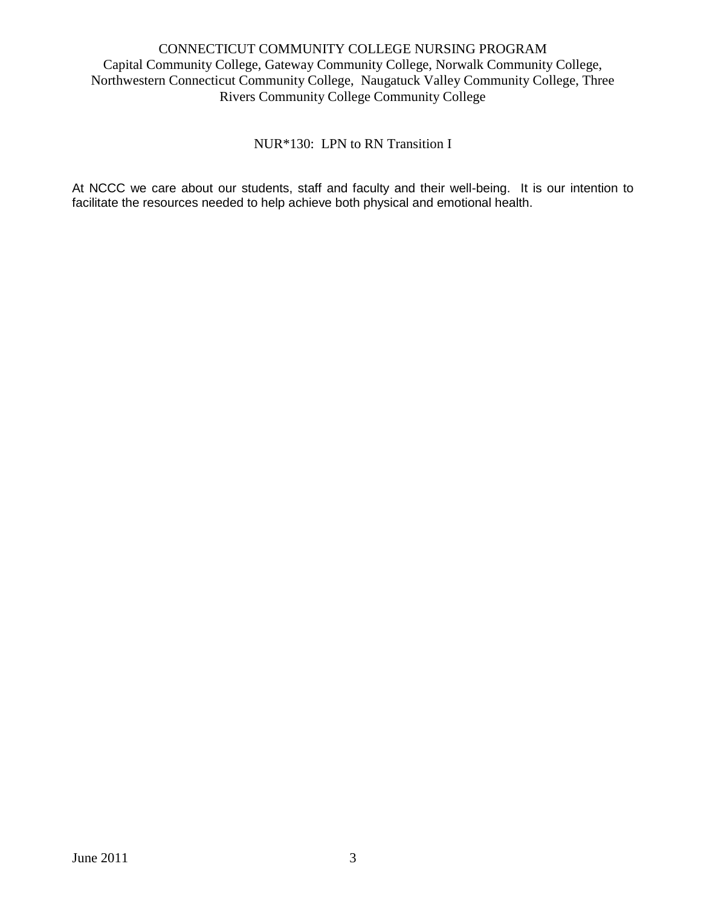CONNECTICUT COMMUNITY COLLEGE NURSING PROGRAM
Capital Community College, Gateway Community College, Norwalk Community College, Northwestern Connecticut Community College, Naugatuck Valley Community College, Three Rivers Community College Community College

NUR*130: LPN to RN Transition I

At NCCC we care about our students, staff and faculty and their well-being. It is our intention to facilitate the resources needed to help achieve both physical and emotional health.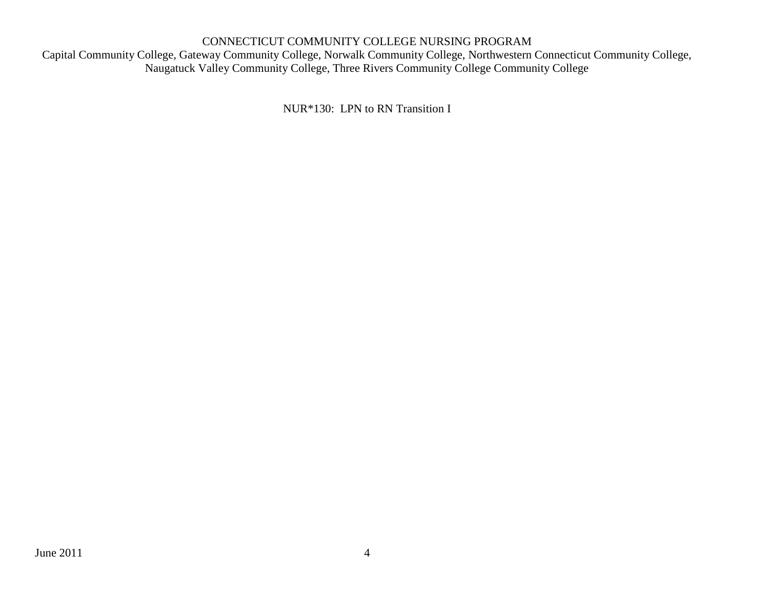CONNECTICUT COMMUNITY COLLEGE NURSING PROGRAM

Capital Community College, Gateway Community College, Norwalk Community College, Northwestern Connecticut Community College, Naugatuck Valley Community College, Three Rivers Community College Community College

NUR*130: LPN to RN Transition I